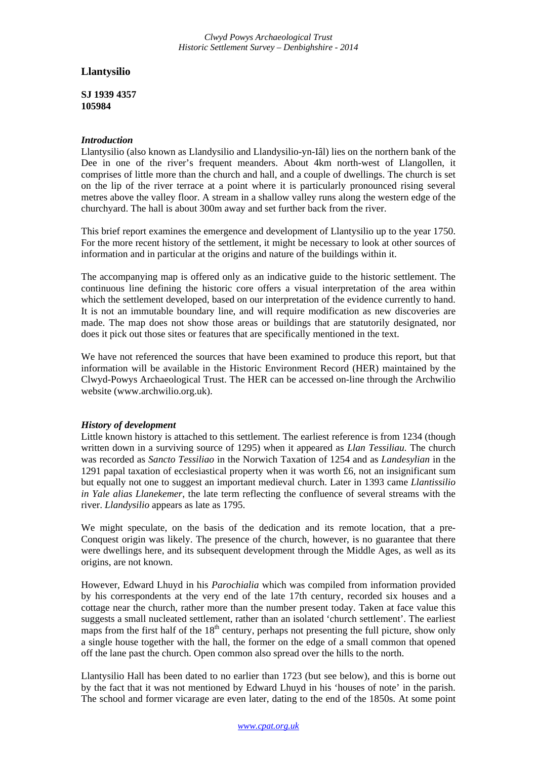# Llantysilio

**SJ 1939 4357**
**105984**

## *Introduction*

Llantysilio (also known as Llandysilio and Llandysilio-yn-Iâl) lies on the northern bank of the Dee in one of the river's frequent meanders. About 4km north-west of Llangollen, it comprises of little more than the church and hall, and a couple of dwellings. The church is set on the lip of the river terrace at a point where it is particularly pronounced rising several metres above the valley floor. A stream in a shallow valley runs along the western edge of the churchyard. The hall is about 300m away and set further back from the river.

This brief report examines the emergence and development of Llantysilio up to the year 1750. For the more recent history of the settlement, it might be necessary to look at other sources of information and in particular at the origins and nature of the buildings within it.

The accompanying map is offered only as an indicative guide to the historic settlement. The continuous line defining the historic core offers a visual interpretation of the area within which the settlement developed, based on our interpretation of the evidence currently to hand. It is not an immutable boundary line, and will require modification as new discoveries are made. The map does not show those areas or buildings that are statutorily designated, nor does it pick out those sites or features that are specifically mentioned in the text.

We have not referenced the sources that have been examined to produce this report, but that information will be available in the Historic Environment Record (HER) maintained by the Clwyd-Powys Archaeological Trust. The HER can be accessed on-line through the Archwilio website (www.archwilio.org.uk).

## *History of development*

Little known history is attached to this settlement. The earliest reference is from 1234 (though written down in a surviving source of 1295) when it appeared as *Llan Tessiliau*. The church was recorded as *Sancto Tessiliao* in the Norwich Taxation of 1254 and as *Landesylian* in the 1291 papal taxation of ecclesiastical property when it was worth £6, not an insignificant sum but equally not one to suggest an important medieval church. Later in 1393 came *Llantissilio in Yale alias Llanekemer*, the late term reflecting the confluence of several streams with the river. *Llandysilio* appears as late as 1795.

We might speculate, on the basis of the dedication and its remote location, that a pre-Conquest origin was likely. The presence of the church, however, is no guarantee that there were dwellings here, and its subsequent development through the Middle Ages, as well as its origins, are not known.

However, Edward Lhuyd in his *Parochialia* which was compiled from information provided by his correspondents at the very end of the late 17th century, recorded six houses and a cottage near the church, rather more than the number present today. Taken at face value this suggests a small nucleated settlement, rather than an isolated 'church settlement'. The earliest maps from the first half of the 18th century, perhaps not presenting the full picture, show only a single house together with the hall, the former on the edge of a small common that opened off the lane past the church. Open common also spread over the hills to the north.

Llantysilio Hall has been dated to no earlier than 1723 (but see below), and this is borne out by the fact that it was not mentioned by Edward Lhuyd in his 'houses of note' in the parish. The school and former vicarage are even later, dating to the end of the 1850s. At some point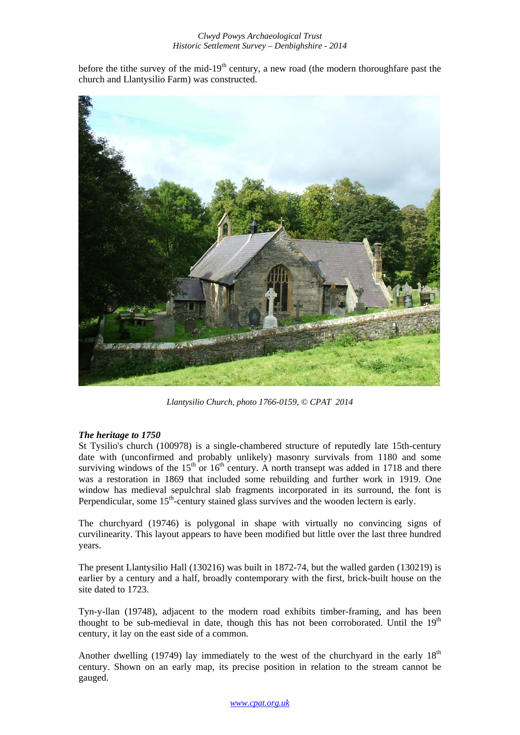before the tithe survey of the mid-19th century, a new road (the modern thoroughfare past the church and Llantysilio Farm) was constructed.

*Llantysilio Church, photo 1766-0159, © CPAT 2014*

***The heritage to 1750***

St Tysilio's church (100978) is a single-chambered structure of reputedly late 15th-century date with (unconfirmed and probably unlikely) masonry survivals from 1180 and some surviving windows of the 15th or 16th century. A north transept was added in 1718 and there was a restoration in 1869 that included some rebuilding and further work in 1919. One window has medieval sepulchral slab fragments incorporated in its surround, the font is Perpendicular, some 15th-century stained glass survives and the wooden lectern is early.

The churchyard (19746) is polygonal in shape with virtually no convincing signs of curvilinearity. This layout appears to have been modified but little over the last three hundred years.

The present Llantysilio Hall (130216) was built in 1872-74, but the walled garden (130219) is earlier by a century and a half, broadly contemporary with the first, brick-built house on the site dated to 1723.

Tyn-y-llan (19748), adjacent to the modern road exhibits timber-framing, and has been thought to be sub-medieval in date, though this has not been corroborated. Until the 19th century, it lay on the east side of a common.

Another dwelling (19749) lay immediately to the west of the churchyard in the early 18th century. Shown on an early map, its precise position in relation to the stream cannot be gauged.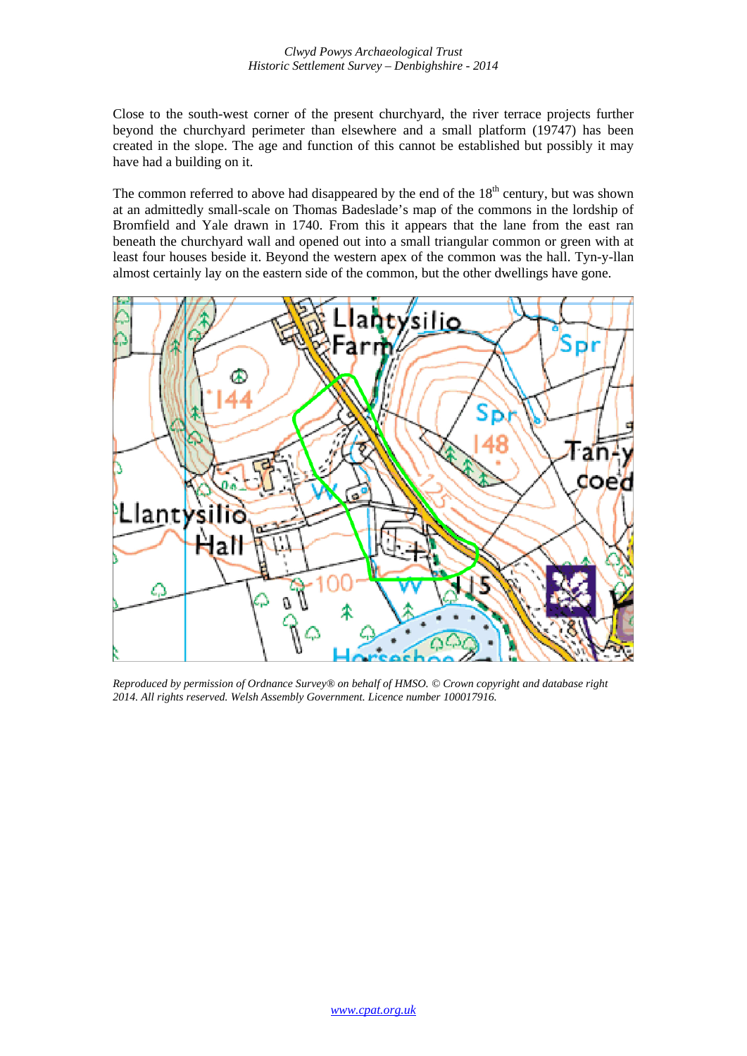Close to the south-west corner of the present churchyard, the river terrace projects further beyond the churchyard perimeter than elsewhere and a small platform (19747) has been created in the slope. The age and function of this cannot be established but possibly it may have had a building on it.

The common referred to above had disappeared by the end of the 18th century, but was shown at an admittedly small-scale on Thomas Badeslade's map of the commons in the lordship of Bromfield and Yale drawn in 1740. From this it appears that the lane from the east ran beneath the churchyard wall and opened out into a small triangular common or green with at least four houses beside it. Beyond the western apex of the common was the hall. Tyn-y-llan almost certainly lay on the eastern side of the common, but the other dwellings have gone.

Llantysilio Farm
144
Spr
Spr
148
Tan-y coed
Llantysilio Hall
W
125
100
W
115
Horseshoe

*Reproduced by permission of Ordnance Survey® on behalf of HMSO. © Crown copyright and database right 2014. All rights reserved. Welsh Assembly Government. Licence number 100017916.*